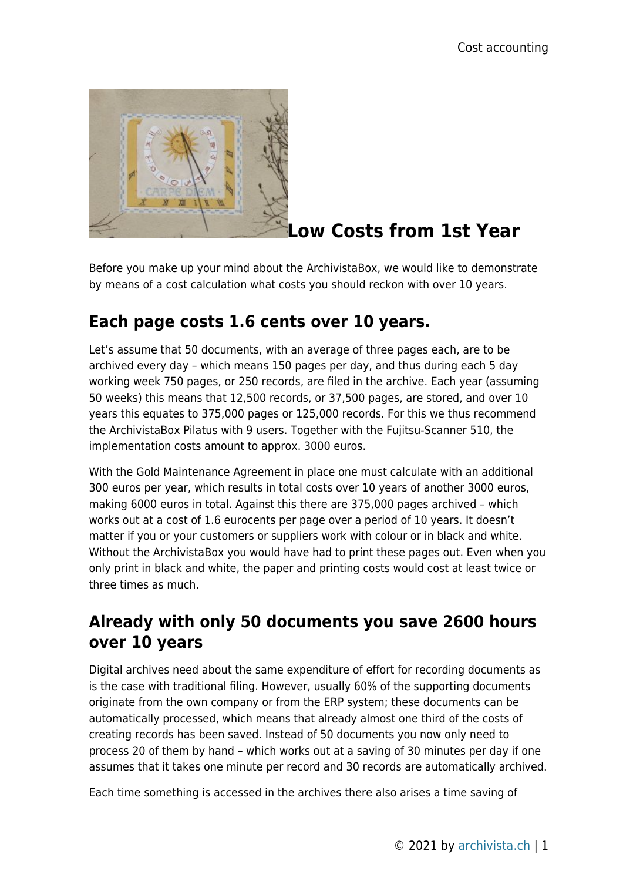# Low Costs from 1st Year

Before you make up your mind about the ArchivistaBox, we would like to demonstrate by means of a cost calculation what costs you should reckon with over 10 years.

## Each page costs 1.6 cents over 10 years.

Let's assume that 50 documents, with an average of three pages each, are to be archived every day – which means 150 pages per day, and thus during each 5 day working week 750 pages, or 250 records, are filed in the archive. Each year (assuming 50 weeks) this means that 12,500 records, or 37,500 pages, are stored, and over 10 years this equates to 375,000 pages or 125,000 records. For this we thus recommend the ArchivistaBox Pilatus with 9 users. Together with the Fujitsu-Scanner 510, the implementation costs amount to approx. 3000 euros.

With the Gold Maintenance Agreement in place one must calculate with an additional 300 euros per year, which results in total costs over 10 years of another 3000 euros, making 6000 euros in total. Against this there are 375,000 pages archived – which works out at a cost of 1.6 eurocents per page over a period of 10 years. It doesn't matter if you or your customers or suppliers work with colour or in black and white. Without the ArchivistaBox you would have had to print these pages out. Even when you only print in black and white, the paper and printing costs would cost at least twice or three times as much.

## Already with only 50 documents you save 2600 hours over 10 years

Digital archives need about the same expenditure of effort for recording documents as is the case with traditional filing. However, usually 60% of the supporting documents originate from the own company or from the ERP system; these documents can be automatically processed, which means that already almost one third of the costs of creating records has been saved. Instead of 50 documents you now only need to process 20 of them by hand – which works out at a saving of 30 minutes per day if one assumes that it takes one minute per record and 30 records are automatically archived.

Each time something is accessed in the archives there also arises a time saving of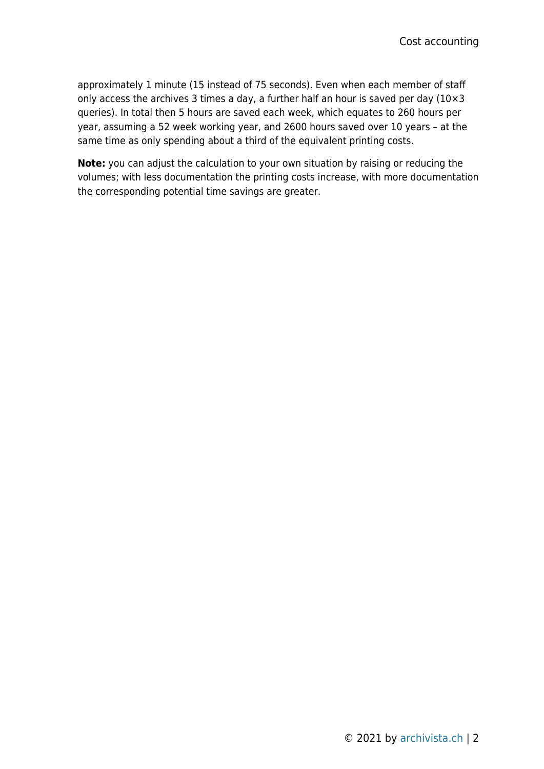approximately 1 minute (15 instead of 75 seconds). Even when each member of staff only access the archives 3 times a day, a further half an hour is saved per day (10×3 queries). In total then 5 hours are saved each week, which equates to 260 hours per year, assuming a 52 week working year, and 2600 hours saved over 10 years – at the same time as only spending about a third of the equivalent printing costs.

**Note:** you can adjust the calculation to your own situation by raising or reducing the volumes; with less documentation the printing costs increase, with more documentation the corresponding potential time savings are greater.